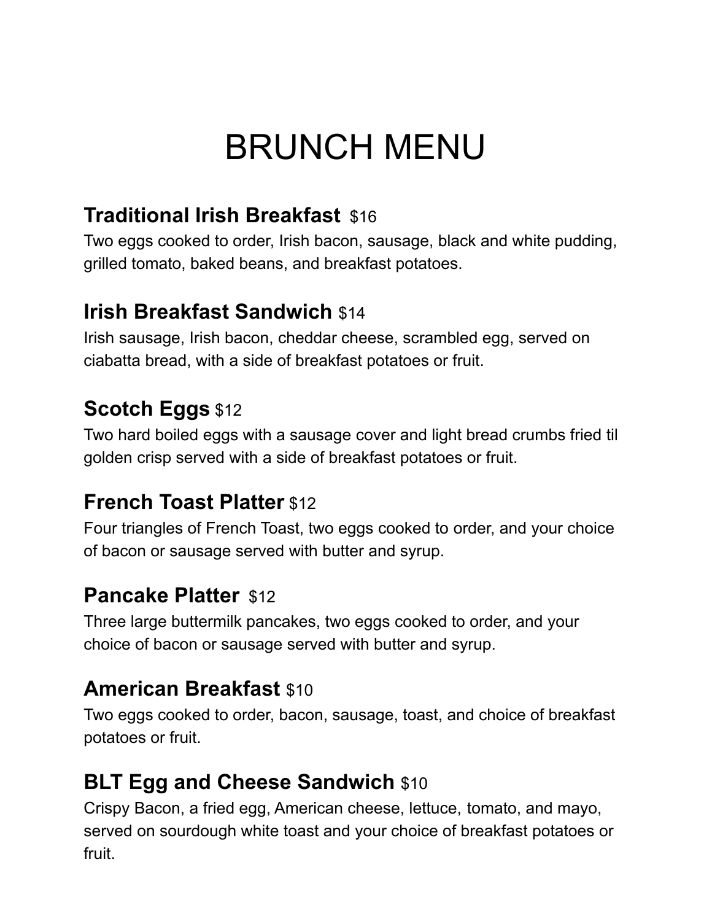# BRUNCH MENU

## Traditional Irish Breakfast $16

Two eggs cooked to order, Irish bacon, sausage, black and white pudding, grilled tomato, baked beans, and breakfast potatoes.

## Irish Breakfast Sandwich $14

Irish sausage, Irish bacon, cheddar cheese, scrambled egg, served on ciabatta bread, with a side of breakfast potatoes or fruit.

## Scotch Eggs $12

Two hard boiled eggs with a sausage cover and light bread crumbs fried til golden crisp served with a side of breakfast potatoes or fruit.

## French Toast Platter $12

Four triangles of French Toast, two eggs cooked to order, and your choice of bacon or sausage served with butter and syrup.

## Pancake Platter $12

Three large buttermilk pancakes, two eggs cooked to order, and your choice of bacon or sausage served with butter and syrup.

## American Breakfast $10

Two eggs cooked to order, bacon, sausage, toast, and choice of breakfast potatoes or fruit.

## BLT Egg and Cheese Sandwich $10

Crispy Bacon, a fried egg, American cheese, lettuce, tomato, and mayo, served on sourdough white toast and your choice of breakfast potatoes or fruit.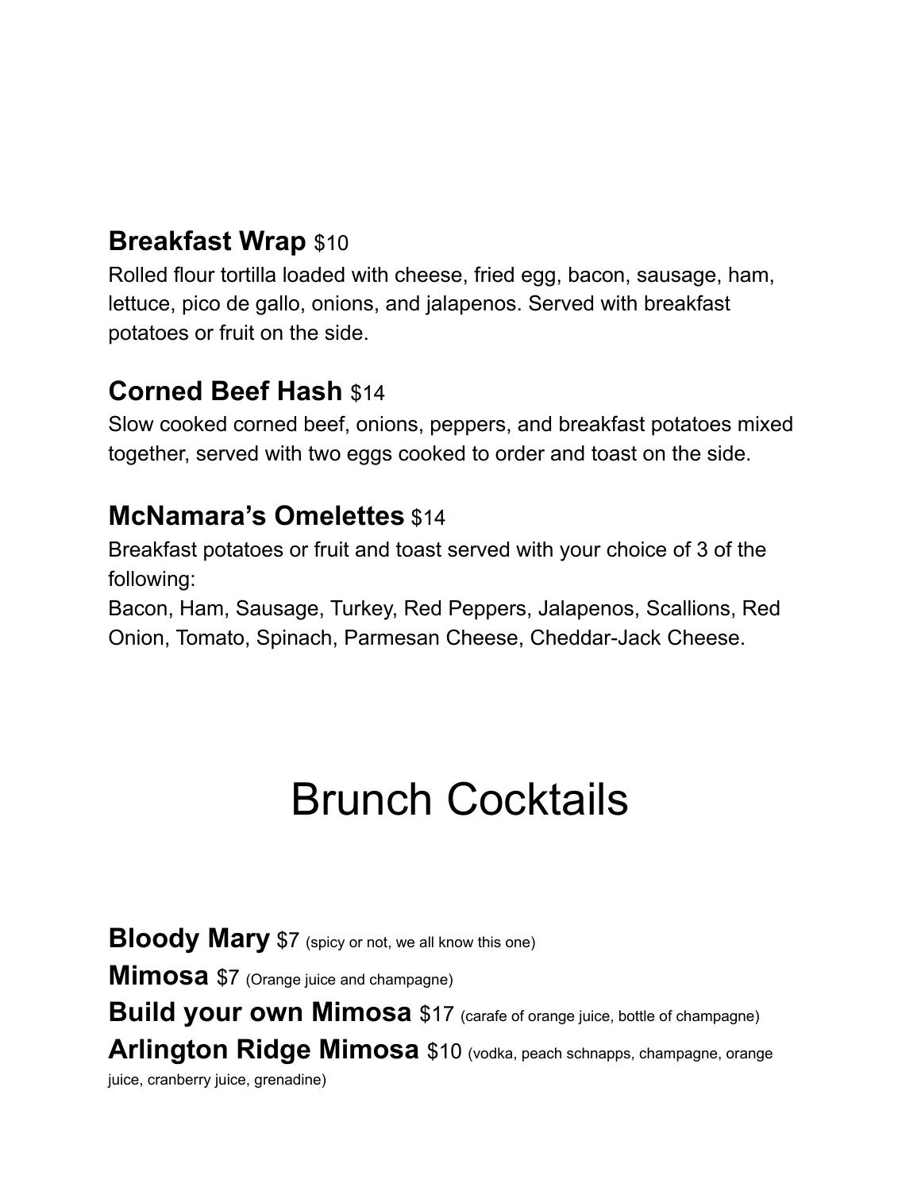**Breakfast Wrap** $10
Rolled flour tortilla loaded with cheese, fried egg, bacon, sausage, ham, lettuce, pico de gallo, onions, and jalapenos. Served with breakfast potatoes or fruit on the side.

**Corned Beef Hash** $14
Slow cooked corned beef, onions, peppers, and breakfast potatoes mixed together, served with two eggs cooked to order and toast on the side.

**McNamara's Omelettes** $14
Breakfast potatoes or fruit and toast served with your choice of 3 of the following:
Bacon, Ham, Sausage, Turkey, Red Peppers, Jalapenos, Scallions, Red Onion, Tomato, Spinach, Parmesan Cheese, Cheddar-Jack Cheese.

# Brunch Cocktails

**Bloody Mary** $7 (spicy or not, we all know this one)
**Mimosa** $7 (Orange juice and champagne)
**Build your own Mimosa** $17 (carafe of orange juice, bottle of champagne)
**Arlington Ridge Mimosa** $10 (vodka, peach schnapps, champagne, orange juice, cranberry juice, grenadine)